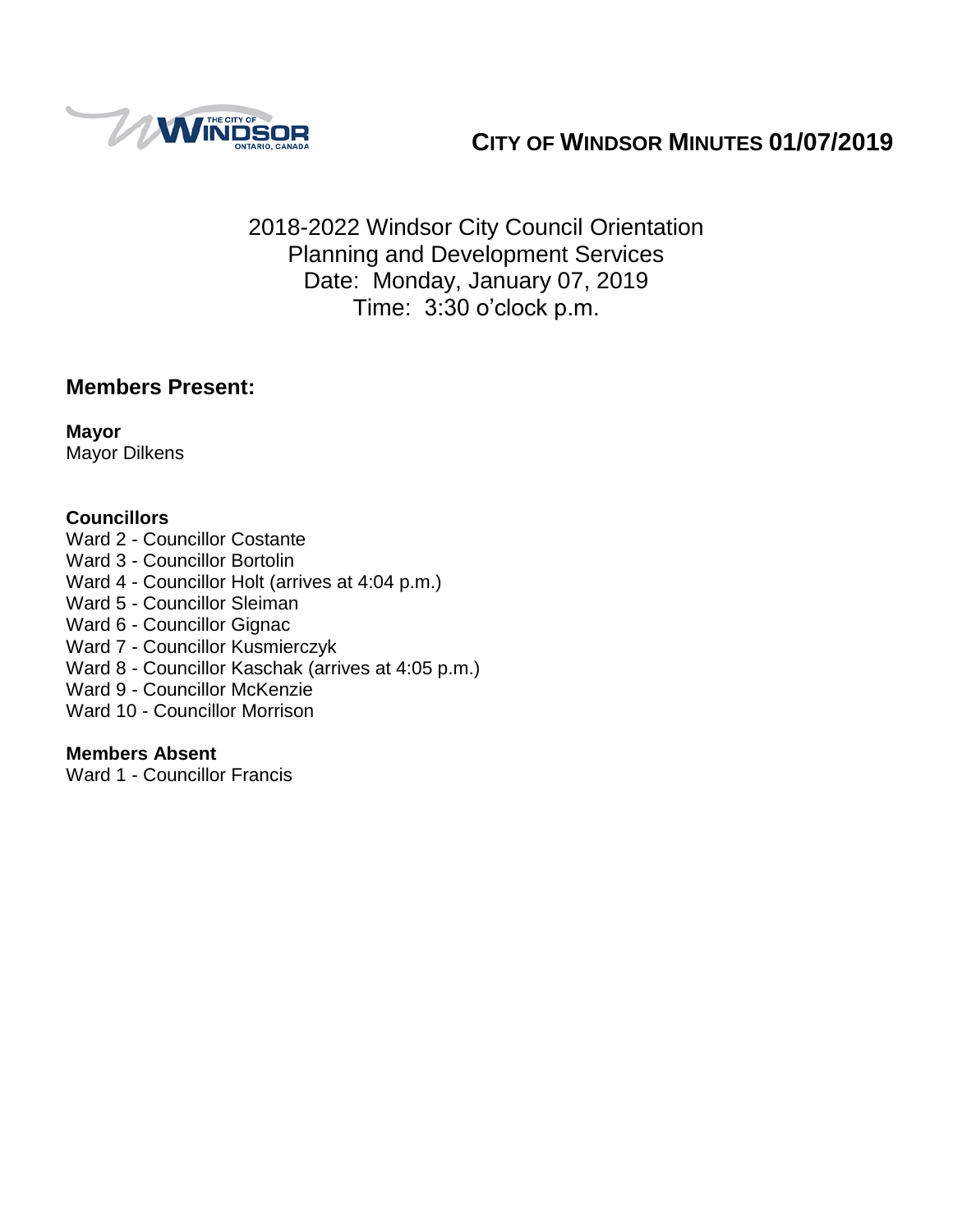# CITY OF WINDSOR MINUTES 01/07/2019

2018-2022 Windsor City Council Orientation
Planning and Development Services
Date: Monday, January 07, 2019
Time: 3:30 o'clock p.m.

## Members Present:

**Mayor**
Mayor Dilkens

**Councillors**
Ward 2 - Councillor Costante
Ward 3 - Councillor Bortolin
Ward 4 - Councillor Holt (arrives at 4:04 p.m.)
Ward 5 - Councillor Sleiman
Ward 6 - Councillor Gignac
Ward 7 - Councillor Kusmierczyk
Ward 8 - Councillor Kaschak (arrives at 4:05 p.m.)
Ward 9 - Councillor McKenzie
Ward 10 - Councillor Morrison

**Members Absent**
Ward 1 - Councillor Francis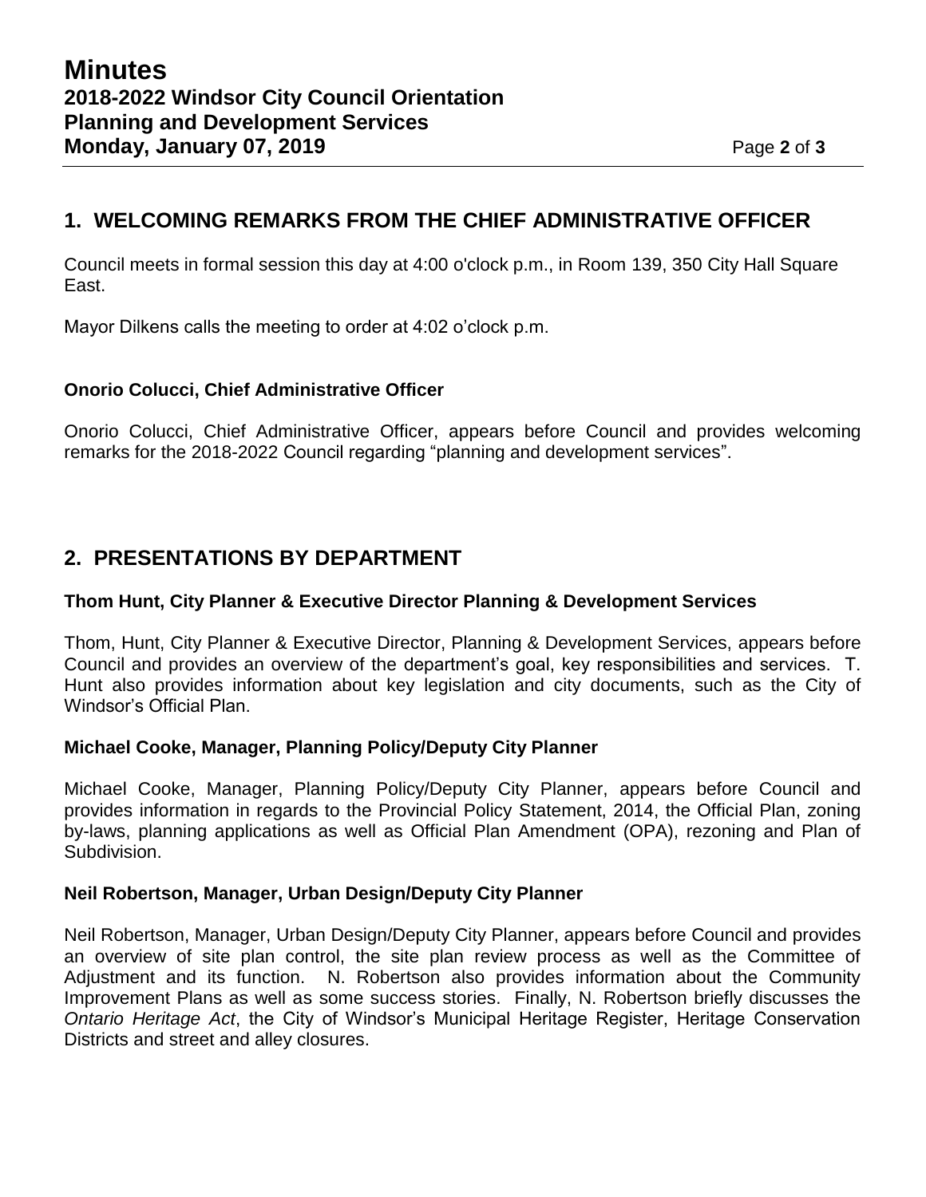## 1. WELCOMING REMARKS FROM THE CHIEF ADMINISTRATIVE OFFICER

Council meets in formal session this day at 4:00 o'clock p.m., in Room 139, 350 City Hall Square East.

Mayor Dilkens calls the meeting to order at 4:02 o'clock p.m.

### Onorio Colucci, Chief Administrative Officer

Onorio Colucci, Chief Administrative Officer, appears before Council and provides welcoming remarks for the 2018-2022 Council regarding "planning and development services".

## 2. PRESENTATIONS BY DEPARTMENT

### Thom Hunt, City Planner & Executive Director Planning & Development Services

Thom, Hunt, City Planner & Executive Director, Planning & Development Services, appears before Council and provides an overview of the department's goal, key responsibilities and services. T. Hunt also provides information about key legislation and city documents, such as the City of Windsor's Official Plan.

### Michael Cooke, Manager, Planning Policy/Deputy City Planner

Michael Cooke, Manager, Planning Policy/Deputy City Planner, appears before Council and provides information in regards to the Provincial Policy Statement, 2014, the Official Plan, zoning by-laws, planning applications as well as Official Plan Amendment (OPA), rezoning and Plan of Subdivision.

### Neil Robertson, Manager, Urban Design/Deputy City Planner

Neil Robertson, Manager, Urban Design/Deputy City Planner, appears before Council and provides an overview of site plan control, the site plan review process as well as the Committee of Adjustment and its function. N. Robertson also provides information about the Community Improvement Plans as well as some success stories. Finally, N. Robertson briefly discusses the *Ontario Heritage Act*, the City of Windsor's Municipal Heritage Register, Heritage Conservation Districts and street and alley closures.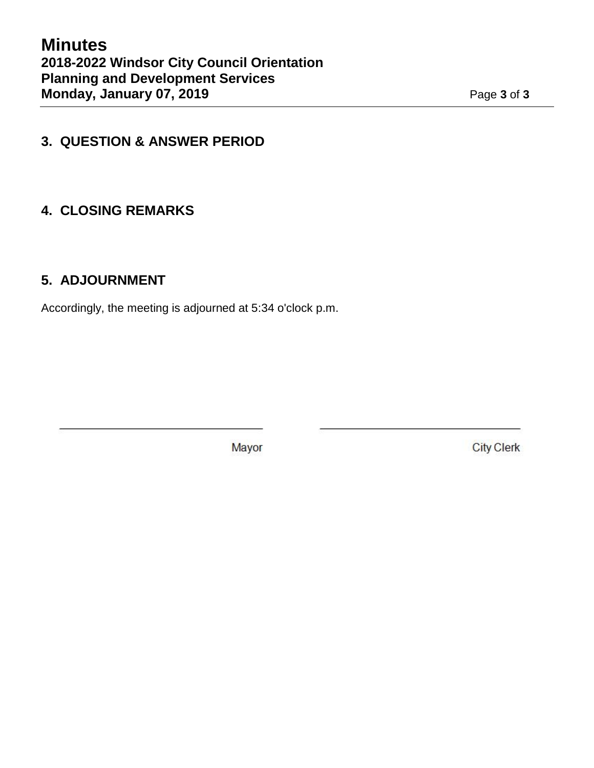## 3. QUESTION & ANSWER PERIOD

## 4. CLOSING REMARKS

## 5. ADJOURNMENT

Accordingly, the meeting is adjourned at 5:34 o'clock p.m.

Mayor

City Clerk